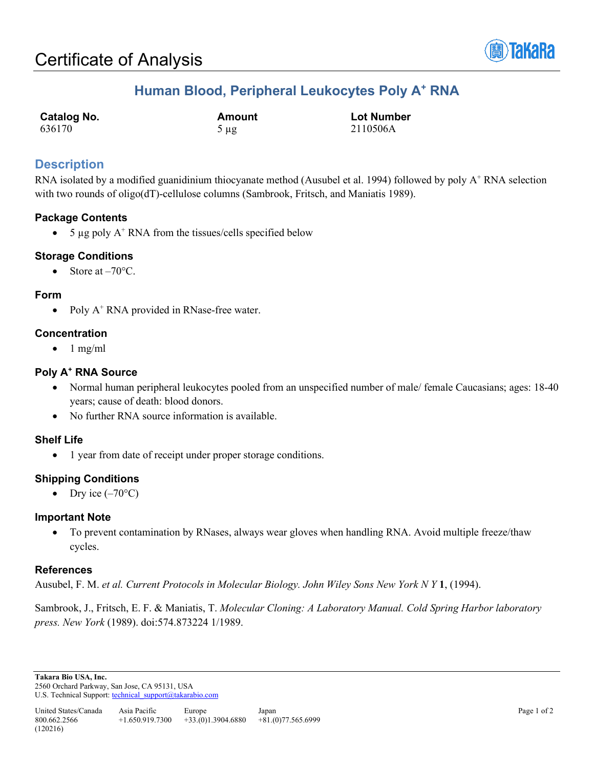# Certificate of Analysis

## Human Blood, Peripheral Leukocytes Poly A+ RNA

| **Catalog No.** | **Amount** | **Lot Number** |
|---|---|---|
| 636170 | 5 µg | 2110506A |

## Description

RNA isolated by a modified guanidinium thiocyanate method (Ausubel et al. 1994) followed by poly A+ RNA selection with two rounds of oligo(dT)-cellulose columns (Sambrook, Fritsch, and Maniatis 1989).

### Package Contents

- 5 µg poly A+ RNA from the tissues/cells specified below

### Storage Conditions

- Store at –70°C.

### Form

- Poly A+ RNA provided in RNase-free water.

### Concentration

- 1 mg/ml

### Poly A+ RNA Source

- Normal human peripheral leukocytes pooled from an unspecified number of male/ female Caucasians; ages: 18-40 years; cause of death: blood donors.
- No further RNA source information is available.

### Shelf Life

- 1 year from date of receipt under proper storage conditions.

### Shipping Conditions

- Dry ice (–70°C)

### Important Note

- To prevent contamination by RNases, always wear gloves when handling RNA. Avoid multiple freeze/thaw cycles.

### References

Ausubel, F. M. *et al. Current Protocols in Molecular Biology. John Wiley Sons New York N Y* **1**, (1994).

Sambrook, J., Fritsch, E. F. & Maniatis, T. *Molecular Cloning: A Laboratory Manual. Cold Spring Harbor laboratory press. New York* (1989). doi:574.873224 1/1989.

**Takara Bio USA, Inc.**
2560 Orchard Parkway, San Jose, CA 95131, USA
U.S. Technical Support: technical_support@takarabio.com

| United States/Canada | Asia Pacific | Europe | Japan |
|---|---|---|---|
| 800.662.2566 | +1.650.919.7300 | +33.(0)1.3904.6880 | +81.(0)77.565.6999 |

(120216)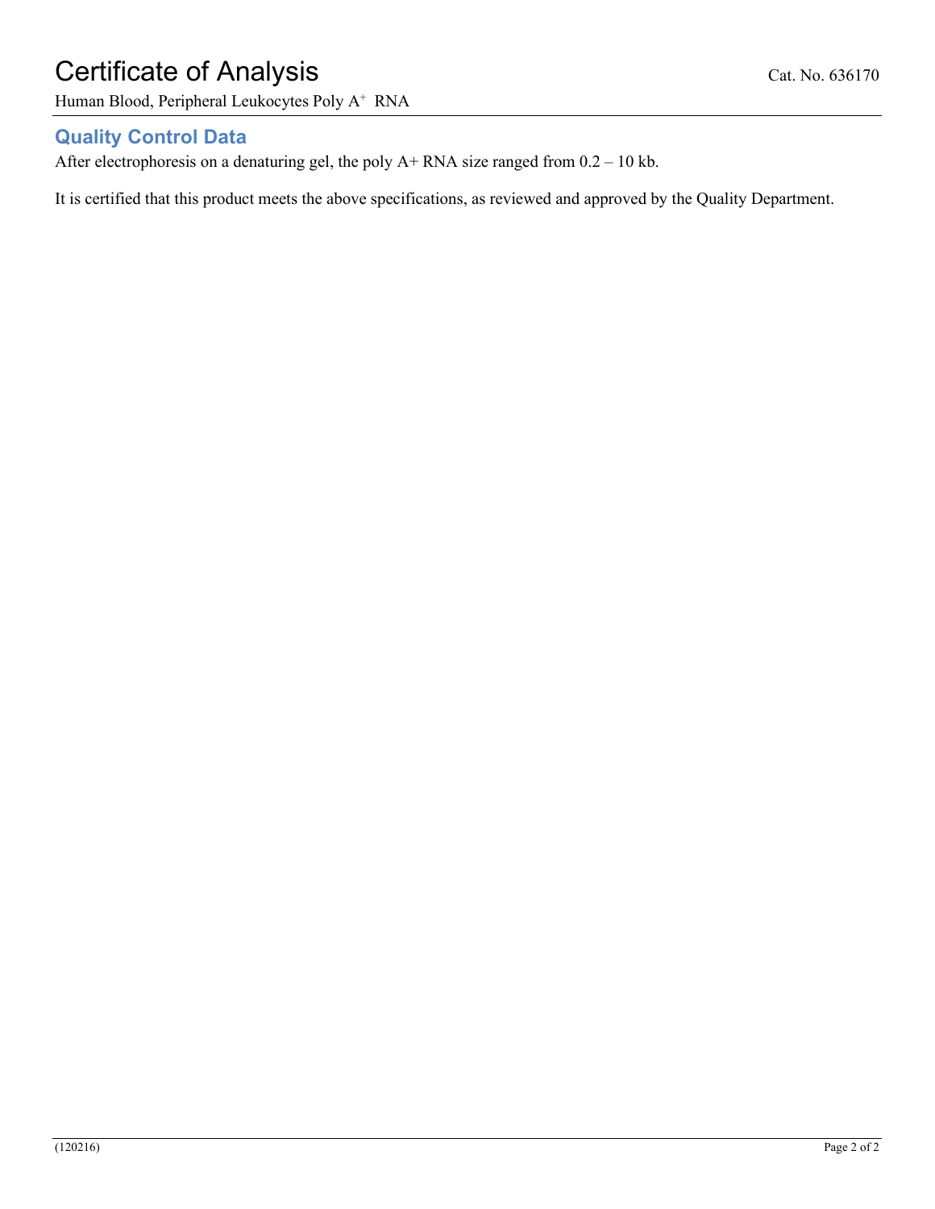# Certificate of Analysis

Cat. No. 636170

Human Blood, Peripheral Leukocytes Poly $A^+$ RNA

## Quality Control Data

After electrophoresis on a denaturing gel, the poly A+ RNA size ranged from 0.2 – 10 kb.

It is certified that this product meets the above specifications, as reviewed and approved by the Quality Department.

(120216)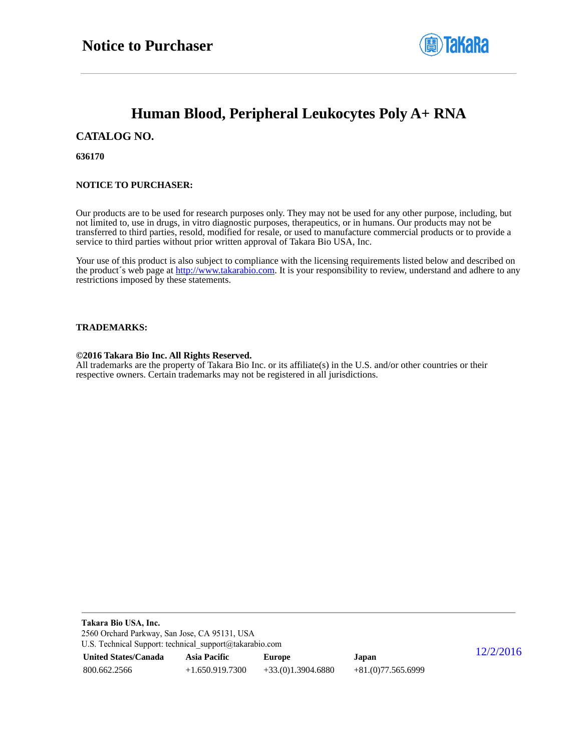# Human Blood, Peripheral Leukocytes Poly A+ RNA

## CATALOG NO.

**636170**

### NOTICE TO PURCHASER:

Our products are to be used for research purposes only. They may not be used for any other purpose, including, but not limited to, use in drugs, in vitro diagnostic purposes, therapeutics, or in humans. Our products may not be transferred to third parties, resold, modified for resale, or used to manufacture commercial products or to provide a service to third parties without prior written approval of Takara Bio USA, Inc.

Your use of this product is also subject to compliance with the licensing requirements listed below and described on the product´s web page at http://www.takarabio.com. It is your responsibility to review, understand and adhere to any restrictions imposed by these statements.

### TRADEMARKS:

**©2016 Takara Bio Inc. All Rights Reserved.**
All trademarks are the property of Takara Bio Inc. or its affiliate(s) in the U.S. and/or other countries or their respective owners. Certain trademarks may not be registered in all jurisdictions.

**Takara Bio USA, Inc.**
2560 Orchard Parkway, San Jose, CA 95131, USA
U.S. Technical Support: technical_support@takarabio.com

| United States/Canada | Asia Pacific | Europe | Japan |
| --- | --- | --- | --- |
| 800.662.2566 | +1.650.919.7300 | +33.(0)1.3904.6880 | +81.(0)77.565.6999 |

12/2/2016